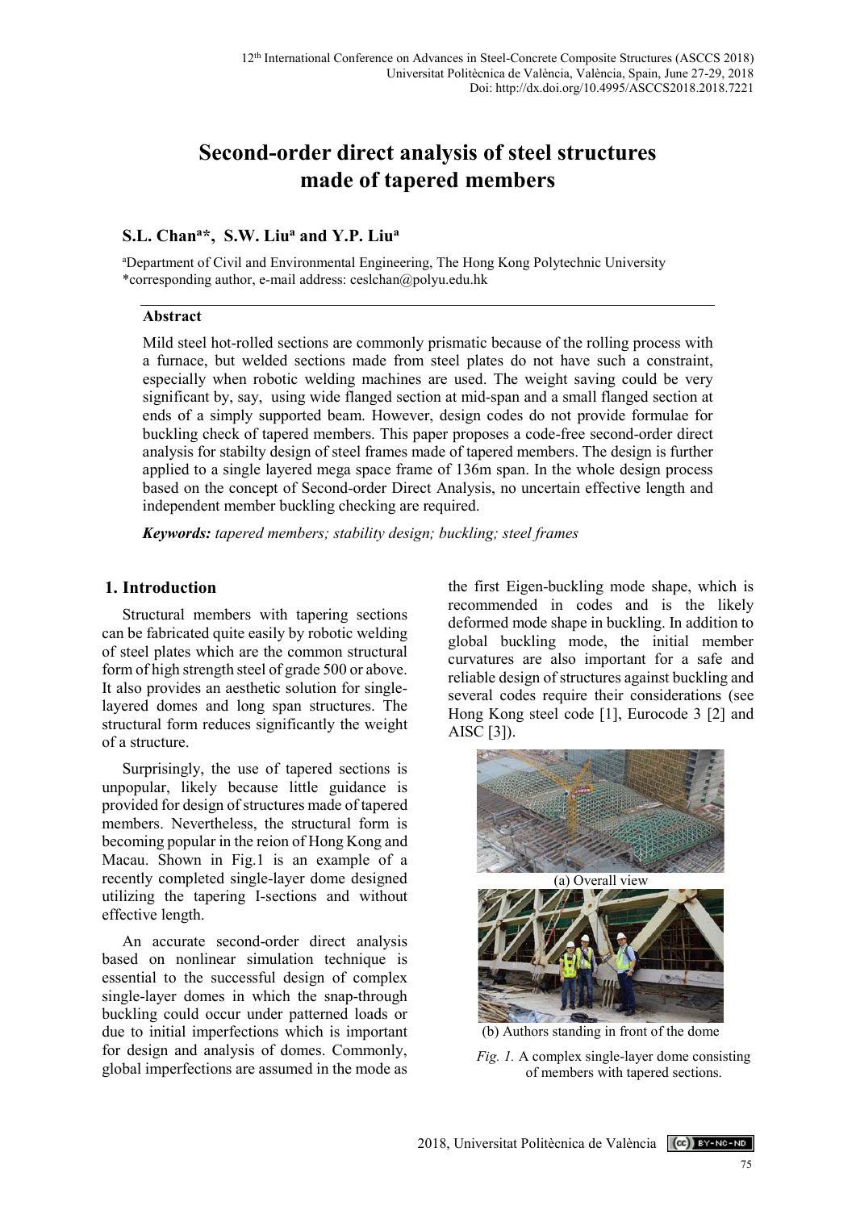# Second-order direct analysis of steel structures made of tapered members

**S.L. Chan[a]*, S.W. Liu[a] and Y.P. Liu[a]**

[a]Department of Civil and Environmental Engineering, The Hong Kong Polytechnic University
*corresponding author, e-mail address: ceslchan@polyu.edu.hk

### Abstract

Mild steel hot-rolled sections are commonly prismatic because of the rolling process with a furnace, but welded sections made from steel plates do not have such a constraint, especially when robotic welding machines are used. The weight saving could be very significant by, say, using wide flanged section at mid-span and a small flanged section at ends of a simply supported beam. However, design codes do not provide formulae for buckling check of tapered members. This paper proposes a code-free second-order direct analysis for stabilty design of steel frames made of tapered members. The design is further applied to a single layered mega space frame of 136m span. In the whole design process based on the concept of Second-order Direct Analysis, no uncertain effective length and independent member buckling checking are required.

***Keywords:*** *tapered members; stability design; buckling; steel frames*

## 1. Introduction

Structural members with tapering sections can be fabricated quite easily by robotic welding of steel plates which are the common structural form of high strength steel of grade 500 or above. It also provides an aesthetic solution for single-layered domes and long span structures. The structural form reduces significantly the weight of a structure.

Surprisingly, the use of tapered sections is unpopular, likely because little guidance is provided for design of structures made of tapered members. Nevertheless, the structural form is becoming popular in the reion of Hong Kong and Macau. Shown in Fig.1 is an example of a recently completed single-layer dome designed utilizing the tapering I-sections and without effective length.

An accurate second-order direct analysis based on nonlinear simulation technique is essential to the successful design of complex single-layer domes in which the snap-through buckling could occur under patterned loads or due to initial imperfections which is important for design and analysis of domes. Commonly, global imperfections are assumed in the mode as the first Eigen-buckling mode shape, which is recommended in codes and is the likely deformed mode shape in buckling. In addition to global buckling mode, the initial member curvatures are also important for a safe and reliable design of structures against buckling and several codes require their considerations (see Hong Kong steel code [1], Eurocode 3 [2] and AISC [3]).

(a) Overall view

(b) Authors standing in front of the dome

*Fig. 1.* A complex single-layer dome consisting of members with tapered sections.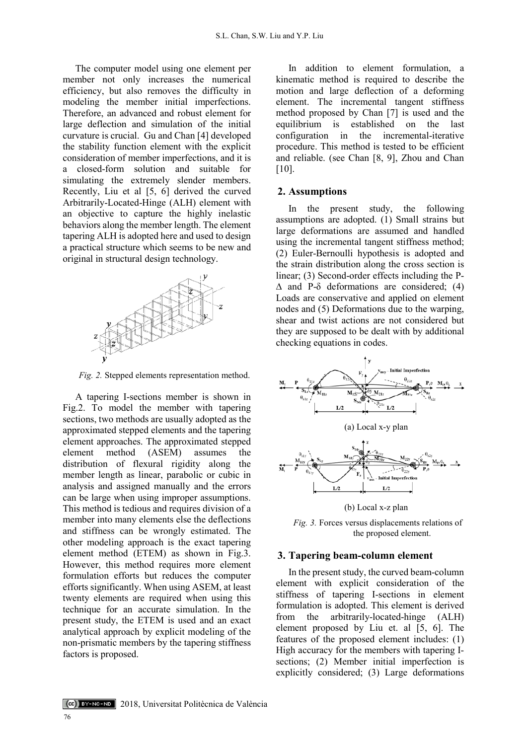The computer model using one element per member not only increases the numerical efficiency, but also removes the difficulty in modeling the member initial imperfections. Therefore, an advanced and robust element for large deflection and simulation of the initial curvature is crucial. Gu and Chan [4] developed the stability function element with the explicit consideration of member imperfections, and it is a closed-form solution and suitable for simulating the extremely slender members. Recently, Liu et al [5, 6] derived the curved Arbitrarily-Located-Hinge (ALH) element with an objective to capture the highly inelastic behaviors along the member length. The element tapering ALH is adopted here and used to design a practical structure which seems to be new and original in structural design technology.

*Fig. 2.* Stepped elements representation method.

A tapering I-sections member is shown in Fig.2. To model the member with tapering sections, two methods are usually adopted as the approximated stepped elements and the tapering element approaches. The approximated stepped element method (ASEM) assumes the distribution of flexural rigidity along the member length as linear, parabolic or cubic in analysis and assigned manually and the errors can be large when using improper assumptions. This method is tedious and requires division of a member into many elements else the deflections and stiffness can be wrongly estimated. The other modeling approach is the exact tapering element method (ETEM) as shown in Fig.3. However, this method requires more element formulation efforts but reduces the computer efforts significantly. When using ASEM, at least twenty elements are required when using this technique for an accurate simulation. In the present study, the ETEM is used and an exact analytical approach by explicit modeling of the non-prismatic members by the tapering stiffness factors is proposed.

In addition to element formulation, a kinematic method is required to describe the motion and large deflection of a deforming element. The incremental tangent stiffness method proposed by Chan [7] is used and the equilibrium is established on the last configuration in the incremental-iterative procedure. This method is tested to be efficient and reliable. (see Chan [8, 9], Zhou and Chan [10].

## 2. Assumptions

In the present study, the following assumptions are adopted. (1) Small strains but large deformations are assumed and handled using the incremental tangent stiffness method; (2) Euler-Bernoulli hypothesis is adopted and the strain distribution along the cross section is linear; (3) Second-order effects including the P-$\Delta$ and P-$\delta$ deformations are considered; (4) Loads are conservative and applied on element nodes and (5) Deformations due to the warping, shear and twist actions are not considered but they are supposed to be dealt with by additional checking equations in codes.

(a) Local x-y plan

(b) Local x-z plan

*Fig. 3.* Forces versus displacements relations of the proposed element.

## 3. Tapering beam-column element

In the present study, the curved beam-column element with explicit consideration of the stiffness of tapering I-sections in element formulation is adopted. This element is derived from the arbitrarily-located-hinge (ALH) element proposed by Liu et. al [5, 6]. The features of the proposed element includes: (1) High accuracy for the members with tapering I-sections; (2) Member initial imperfection is explicitly considered; (3) Large deformations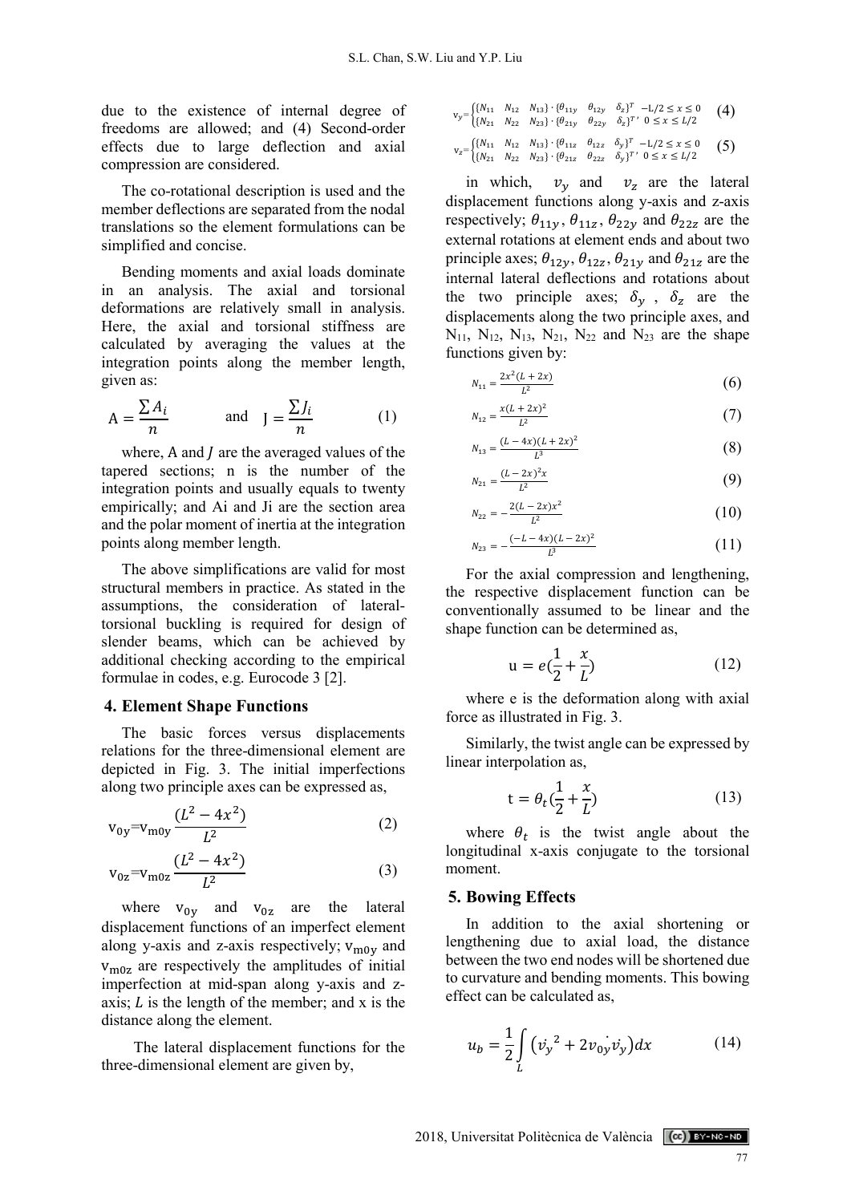due to the existence of internal degree of freedoms are allowed; and (4) Second-order effects due to large deflection and axial compression are considered.

The co-rotational description is used and the member deflections are separated from the nodal translations so the element formulations can be simplified and concise.

Bending moments and axial loads dominate in an analysis. The axial and torsional deformations are relatively small in analysis. Here, the axial and torsional stiffness are calculated by averaging the values at the integration points along the member length, given as:

$$\mathrm{A} = \frac{\sum A_i}{n} \quad \text{and} \quad \mathrm{J} = \frac{\sum J_i}{n} \tag{1}$$

where, A and $J$ are the averaged values of the tapered sections; n is the number of the integration points and usually equals to twenty empirically; and Ai and Ji are the section area and the polar moment of inertia at the integration points along member length.

The above simplifications are valid for most structural members in practice. As stated in the assumptions, the consideration of lateral-torsional buckling is required for design of slender beams, which can be achieved by additional checking according to the empirical formulae in codes, e.g. Eurocode 3 [2].

## 4. Element Shape Functions

The basic forces versus displacements relations for the three-dimensional element are depicted in Fig. 3. The initial imperfections along two principle axes can be expressed as,

$$\mathrm{v_{0y}} = \mathrm{v_{m0y}} \frac{(L^2 - 4x^2)}{L^2} \tag{2}$$

$$\mathrm{v_{0z}} = \mathrm{v_{m0z}} \frac{(L^2 - 4x^2)}{L^2} \tag{3}$$

where $\mathrm{v_{0y}}$ and $\mathrm{v_{0z}}$ are the lateral displacement functions of an imperfect element along y-axis and z-axis respectively; $\mathrm{v_{m0y}}$ and $\mathrm{v_{m0z}}$ are respectively the amplitudes of initial imperfection at mid-span along y-axis and z-axis; $L$ is the length of the member; and x is the distance along the element.

The lateral displacement functions for the three-dimensional element are given by,

$$\mathrm{v}_y = \begin{cases} \{N_{11} \quad N_{12} \quad N_{13}\} \cdot \{\theta_{11y} \quad \theta_{12y} \quad \delta_z\}^T & -L/2 \le x \le 0 \\ \{N_{21} \quad N_{22} \quad N_{23}\} \cdot \{\theta_{21y} \quad \theta_{22y} \quad \delta_z\}^T, & 0 \le x \le L/2 \end{cases} \tag{4}$$

$$\mathrm{v}_z = \begin{cases} \{N_{11} \quad N_{12} \quad N_{13}\} \cdot \{\theta_{11z} \quad \theta_{12z} \quad \delta_y\}^T & -L/2 \le x \le 0 \\ \{N_{21} \quad N_{22} \quad N_{23}\} \cdot \{\theta_{21z} \quad \theta_{22z} \quad \delta_y\}^T, & 0 \le x \le L/2 \end{cases} \tag{5}$$

in which, $v_y$ and $v_z$ are the lateral displacement functions along y-axis and z-axis respectively; $\theta_{11y}$, $\theta_{11z}$, $\theta_{22y}$ and $\theta_{22z}$ are the external rotations at element ends and about two principle axes; $\theta_{12y}$, $\theta_{12z}$, $\theta_{21y}$ and $\theta_{21z}$ are the internal lateral deflections and rotations about the two principle axes; $\delta_y$, $\delta_z$ are the displacements along the two principle axes, and $N_{11}$, $N_{12}$, $N_{13}$, $N_{21}$, $N_{22}$ and $N_{23}$ are the shape functions given by:

$$N_{11} = \frac{2x^2(L + 2x)}{L^2} \tag{6}$$

$$N_{12} = \frac{x(L + 2x)^2}{L^2} \tag{7}$$

$$N_{13} = \frac{(L - 4x)(L + 2x)^2}{L^3} \tag{8}$$

$$N_{21} = \frac{(L - 2x)^2 x}{L^2} \tag{9}$$

$$N_{22} = -\frac{2(L - 2x)x^2}{L^2} \tag{10}$$

$$N_{23} = -\frac{(-L - 4x)(L - 2x)^2}{L^3} \tag{11}$$

For the axial compression and lengthening, the respective displacement function can be conventionally assumed to be linear and the shape function can be determined as,

$$\mathrm{u} = e\left(\frac{1}{2} + \frac{x}{L}\right) \tag{12}$$

where e is the deformation along with axial force as illustrated in Fig. 3.

Similarly, the twist angle can be expressed by linear interpolation as,

$$\mathrm{t} = \theta_t\left(\frac{1}{2} + \frac{x}{L}\right) \tag{13}$$

where $\theta_t$ is the twist angle about the longitudinal x-axis conjugate to the torsional moment.

## 5. Bowing Effects

In addition to the axial shortening or lengthening due to axial load, the distance between the two end nodes will be shortened due to curvature and bending moments. This bowing effect can be calculated as,

$$u_b = \frac{1}{2}\int_L \left(\dot{v_y}^2 + 2\dot{v_{0y}}\dot{v_y}\right)dx \tag{14}$$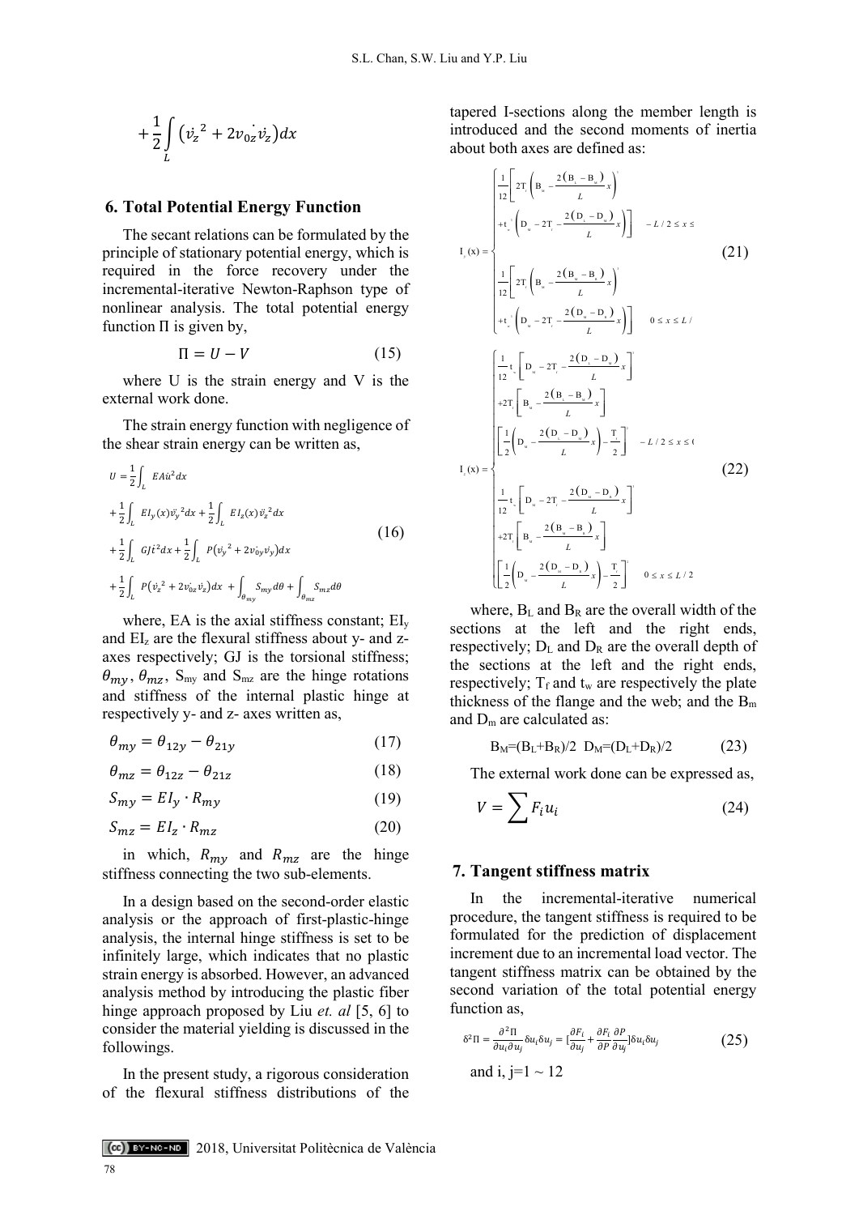$$+\frac{1}{2}\int_L \left(\dot{v_z}^2 + 2v_{0z}\dot{v_z}\right)dx$$

## 6. Total Potential Energy Function

The secant relations can be formulated by the principle of stationary potential energy, which is required in the force recovery under the incremental-iterative Newton-Raphson type of nonlinear analysis. The total potential energy function Π is given by,

$$\Pi = U - V \tag{15}$$

where U is the strain energy and V is the external work done.

The strain energy function with negligence of the shear strain energy can be written as,

$$\begin{aligned} U &= \frac{1}{2}\int_L EA\dot{u}^2 dx \\ &+ \frac{1}{2}\int_L EI_y(x)\ddot{v_y}^2 dx + \frac{1}{2}\int_L EI_z(x)\ddot{v_z}^2 dx \\ &+ \frac{1}{2}\int_L GJ\dot{t}^2 dx + \frac{1}{2}\int_L P\left(\dot{v_y}^2 + 2\dot{v_{0y}}\dot{v_y}\right)dx \\ &+ \frac{1}{2}\int_L P\left(\dot{v_z}^2 + 2\dot{v_{0z}}\dot{v_z}\right)dx + \int_{\theta_{my}} S_{my}d\theta + \int_{\theta_{mz}} S_{mz}d\theta \end{aligned} \tag{16}$$

where, EA is the axial stiffness constant; $EI_y$ and $EI_z$ are the flexural stiffness about y- and z-axes respectively; GJ is the torsional stiffness; $\theta_{my}$, $\theta_{mz}$, $S_{my}$ and $S_{mz}$ are the hinge rotations and stiffness of the internal plastic hinge at respectively y- and z- axes written as,

$$\theta_{my} = \theta_{12y} - \theta_{21y} \tag{17}$$

$$\theta_{mz} = \theta_{12z} - \theta_{21z} \tag{18}$$

$$S_{my} = EI_y \cdot R_{my} \tag{19}$$

$$S_{mz} = EI_z \cdot R_{mz} \tag{20}$$

in which, $R_{my}$ and $R_{mz}$ are the hinge stiffness connecting the two sub-elements.

In a design based on the second-order elastic analysis or the approach of first-plastic-hinge analysis, the internal hinge stiffness is set to be infinitely large, which indicates that no plastic strain energy is absorbed. However, an advanced analysis method by introducing the plastic fiber hinge approach proposed by Liu *et. al* [5, 6] to consider the material yielding is discussed in the followings.

In the present study, a rigorous consideration of the flexural stiffness distributions of the tapered I-sections along the member length is introduced and the second moments of inertia about both axes are defined as:

$$I_z(x) = \begin{cases} \frac{1}{12}\left[2T_f\left(B_M - \frac{2(B_L - B_M)}{L}x\right)^3 + t_w^3\left(D_M - 2T_f - \frac{2(D_L - D_M)}{L}x\right)\right] & -L/2 \le x \le \\ \frac{1}{12}\left[2T_f\left(B_M - \frac{2(B_M - B_R)}{L}x\right)^3 + t_w^3\left(D_M - 2T_f - \frac{2(D_M - D_R)}{L}x\right)\right] & 0 \le x \le L/ \end{cases} \tag{21}$$

$$I_y(x) = \begin{cases} \frac{1}{12}t_w\left[D_M - 2T_f - \frac{2(D_L - D_M)}{L}x\right]^3 + 2T_f\left[B_M - \frac{2(B_L - B_M)}{L}x\right]\left[\frac{1}{2}\left(D_M - \frac{2(D_L - D_M)}{L}x\right) - \frac{T_f}{2}\right]^2 & -L/2 \le x \le 0 \\ \frac{1}{12}t_w\left[D_M - 2T_f - \frac{2(D_M - D_R)}{L}x\right]^3 + 2T_f\left[B_M - \frac{2(B_M - B_R)}{L}x\right]\left[\frac{1}{2}\left(D_M - \frac{2(D_M - D_R)}{L}x\right) - \frac{T_f}{2}\right]^2 & 0 \le x \le L/2 \end{cases} \tag{22}$$

where, $B_L$ and $B_R$ are the overall width of the sections at the left and the right ends, respectively; $D_L$ and $D_R$ are the overall depth of the sections at the left and the right ends, respectively; $T_f$ and $t_w$ are respectively the plate thickness of the flange and the web; and the $B_m$ and $D_m$ are calculated as:

$$B_M=(B_L+B_R)/2 \quad D_M=(D_L+D_R)/2 \tag{23}$$

The external work done can be expressed as,

$$V = \sum F_i u_i \tag{24}$$

## 7. Tangent stiffness matrix

In the incremental-iterative numerical procedure, the tangent stiffness is required to be formulated for the prediction of displacement increment due to an incremental load vector. The tangent stiffness matrix can be obtained by the second variation of the total potential energy function as,

$$\delta^2\Pi = \frac{\partial^2\Pi}{\partial u_i \partial u_j}\delta u_i \delta u_j = \left[\frac{\partial F_i}{\partial u_j} + \frac{\partial F_i}{\partial P}\frac{\partial P}{\partial u_j}\right]\delta u_i \delta u_j \tag{25}$$

and i, j=1 ~ 12

2018, Universitat Politècnica de València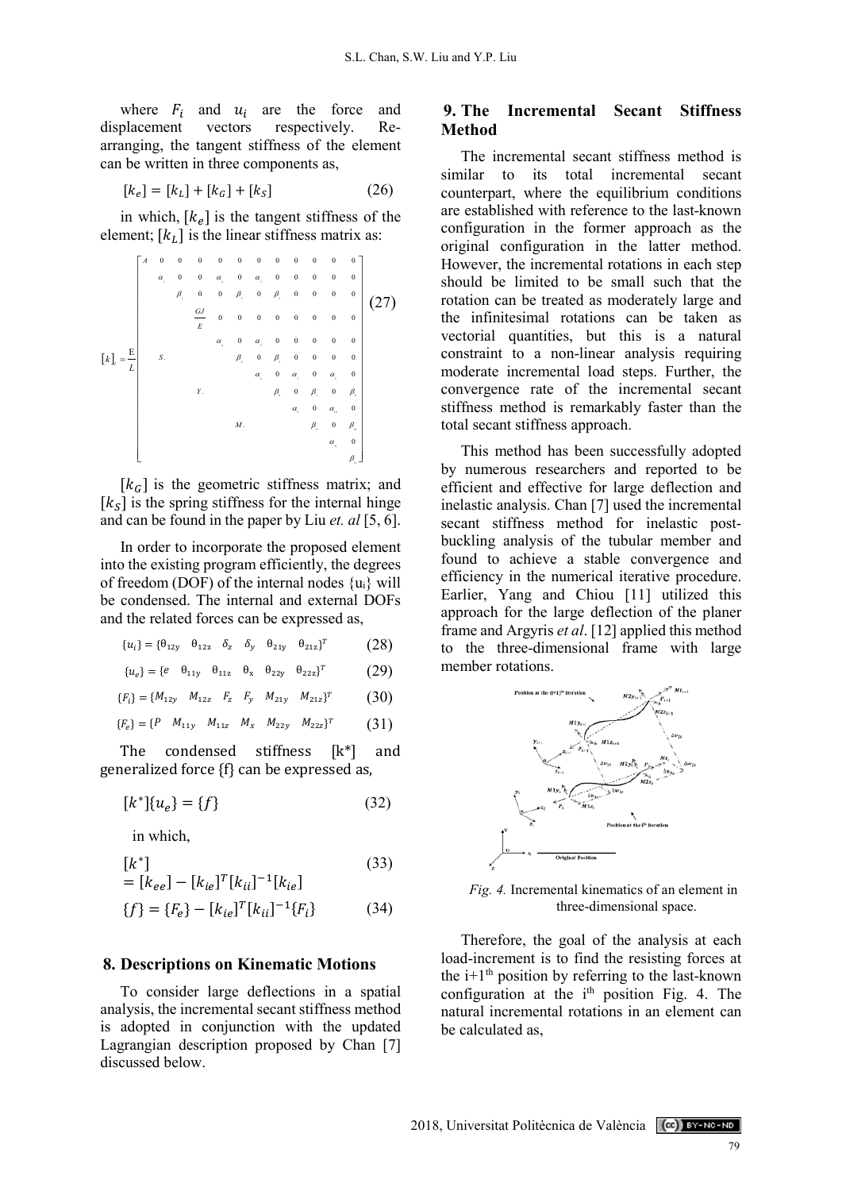where $F_i$ and $u_i$ are the force and displacement vectors respectively. Re-arranging, the tangent stiffness of the element can be written in three components as,

$$[k_e] = [k_L] + [k_G] + [k_S] \tag{26}$$

in which, $[k_e]$ is the tangent stiffness of the element; $[k_L]$ is the linear stiffness matrix as:

$$[k]_L = \frac{E}{L}\begin{bmatrix} A & 0 & 0 & 0 & 0 & 0 & 0 & 0 & 0 & 0 & 0 & 0 \\ & \alpha_1 & 0 & 0 & \alpha_2 & 0 & \alpha_3 & 0 & 0 & 0 & 0 & 0 \\ & & \beta_1 & 0 & 0 & \beta_2 & 0 & \beta_3 & 0 & 0 & 0 & 0 \\ & & & \frac{GJ}{E} & 0 & 0 & 0 & 0 & 0 & 0 & 0 & 0 \\ & & & & \alpha_4 & 0 & \alpha_5 & 0 & 0 & 0 & 0 & 0 \\ & S. & & & & \beta_4 & 0 & \beta_5 & 0 & 0 & 0 & 0 \\ & & & & & & \alpha_6 & 0 & \alpha_7 & 0 & \alpha_8 & 0 \\ & & & Y. & & & & \beta_6 & 0 & \beta_7 & 0 & \beta_8 \\ & & & & & & & & \alpha_9 & 0 & \alpha_{10} & 0 \\ & & & & & M. & & & & \beta_9 & 0 & \beta_{10} \\ & & & & & & & & & & \alpha_{11} & 0 \\ & & & & & & & & & & & \beta_{11} \end{bmatrix} \tag{27}$$

$[k_G]$ is the geometric stiffness matrix; and $[k_S]$ is the spring stiffness for the internal hinge and can be found in the paper by Liu *et. al* [5, 6].

In order to incorporate the proposed element into the existing program efficiently, the degrees of freedom (DOF) of the internal nodes $\{u_i\}$ will be condensed. The internal and external DOFs and the related forces can be expressed as,

$$\{u_i\} = \{\theta_{12y} \quad \theta_{12z} \quad \delta_z \quad \delta_y \quad \theta_{21y} \quad \theta_{21z}\}^T \tag{28}$$

$$\{u_e\} = \{e \quad \theta_{11y} \quad \theta_{11z} \quad \theta_x \quad \theta_{22y} \quad \theta_{22z}\}^T \tag{29}$$

$$\{F_i\} = \{M_{12y} \quad M_{12z} \quad F_z \quad F_y \quad M_{21y} \quad M_{21z}\}^T \tag{30}$$

$$\{F_e\} = \{P \quad M_{11y} \quad M_{11z} \quad M_x \quad M_{22y} \quad M_{22z}\}^T \tag{31}$$

The condensed stiffness [k*] and generalized force {f} can be expressed as,

$$[k^*]\{u_e\} = \{f\} \tag{32}$$

in which,

$$[k^*] = [k_{ee}] - [k_{ie}]^T[k_{ii}]^{-1}[k_{ie}] \tag{33}$$

$$\{f\} = \{F_e\} - [k_{ie}]^T[k_{ii}]^{-1}\{F_i\} \tag{34}$$

## 8. Descriptions on Kinematic Motions

To consider large deflections in a spatial analysis, the incremental secant stiffness method is adopted in conjunction with the updated Lagrangian description proposed by Chan [7] discussed below.

## 9. The Incremental Secant Stiffness Method

The incremental secant stiffness method is similar to its total incremental secant counterpart, where the equilibrium conditions are established with reference to the last-known configuration in the former approach as the original configuration in the latter method. However, the incremental rotations in each step should be limited to be small such that the rotation can be treated as moderately large and the infinitesimal rotations can be taken as vectorial quantities, but this is a natural constraint to a non-linear analysis requiring moderate incremental load steps. Further, the convergence rate of the incremental secant stiffness method is remarkably faster than the total secant stiffness approach.

This method has been successfully adopted by numerous researchers and reported to be efficient and effective for large deflection and inelastic analysis. Chan [7] used the incremental secant stiffness method for inelastic post-buckling analysis of the tubular member and found to achieve a stable convergence and efficiency in the numerical iterative procedure. Earlier, Yang and Chiou [11] utilized this approach for the large deflection of the planer frame and Argyris *et al*. [12] applied this method to the three-dimensional frame with large member rotations.

*Fig. 4.* Incremental kinematics of an element in three-dimensional space.

Therefore, the goal of the analysis at each load-increment is to find the resisting forces at the i+1[th] position by referring to the last-known configuration at the i[th] position Fig. 4. The natural incremental rotations in an element can be calculated as,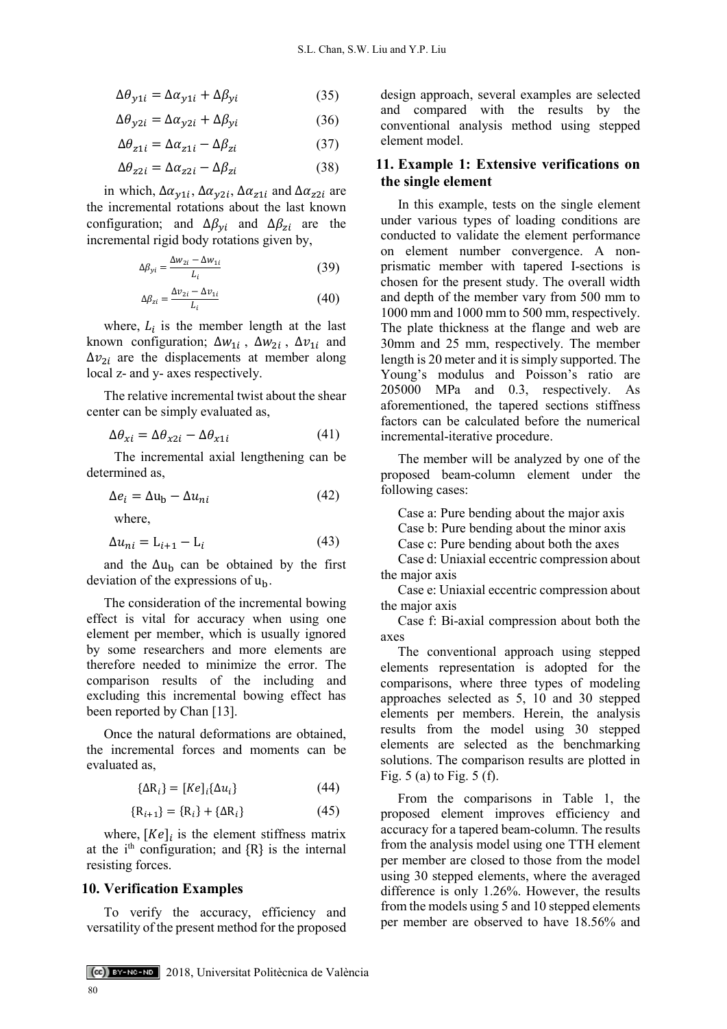$$\Delta\theta_{y1i} = \Delta\alpha_{y1i} + \Delta\beta_{yi} \quad (35)$$

$$\Delta\theta_{y2i} = \Delta\alpha_{y2i} + \Delta\beta_{yi} \quad (36)$$

$$\Delta\theta_{z1i} = \Delta\alpha_{z1i} - \Delta\beta_{zi} \quad (37)$$

$$\Delta\theta_{z2i} = \Delta\alpha_{z2i} - \Delta\beta_{zi} \quad (38)$$

in which, $\Delta\alpha_{y1i}$, $\Delta\alpha_{y2i}$, $\Delta\alpha_{z1i}$ and $\Delta\alpha_{z2i}$ are the incremental rotations about the last known configuration; and $\Delta\beta_{yi}$ and $\Delta\beta_{zi}$ are the incremental rigid body rotations given by,

$$\Delta\beta_{yi} = \frac{\Delta w_{2i} - \Delta w_{1i}}{L_i} \quad (39)$$

$$\Delta\beta_{zi} = \frac{\Delta v_{2i} - \Delta v_{1i}}{L_i} \quad (40)$$

where, $L_i$ is the member length at the last known configuration; $\Delta w_{1i}$ , $\Delta w_{2i}$ , $\Delta v_{1i}$ and $\Delta v_{2i}$ are the displacements at member along local z- and y- axes respectively.

The relative incremental twist about the shear center can be simply evaluated as,

$$\Delta\theta_{xi} = \Delta\theta_{x2i} - \Delta\theta_{x1i} \quad (41)$$

The incremental axial lengthening can be determined as,

$$\Delta e_i = \Delta \mathrm{u_b} - \Delta u_{ni} \quad (42)$$

where,

$$\Delta u_{ni} = \mathrm{L}_{i+1} - \mathrm{L}_i \quad (43)$$

and the $\Delta\mathrm{u_b}$ can be obtained by the first deviation of the expressions of $\mathrm{u_b}$.

The consideration of the incremental bowing effect is vital for accuracy when using one element per member, which is usually ignored by some researchers and more elements are therefore needed to minimize the error. The comparison results of the including and excluding this incremental bowing effect has been reported by Chan [13].

Once the natural deformations are obtained, the incremental forces and moments can be evaluated as,

$$\{\Delta \mathrm{R}_i\} = [Ke]_i\{\Delta u_i\} \quad (44)$$

$$\{\mathrm{R}_{i+1}\} = \{\mathrm{R}_i\} + \{\Delta \mathrm{R}_i\} \quad (45)$$

where, $[Ke]_i$ is the element stiffness matrix at the i[th] configuration; and {R} is the internal resisting forces.

## 10. Verification Examples

To verify the accuracy, efficiency and versatility of the present method for the proposed design approach, several examples are selected and compared with the results by the conventional analysis method using stepped element model.

## 11. Example 1: Extensive verifications on the single element

In this example, tests on the single element under various types of loading conditions are conducted to validate the element performance on element number convergence. A non-prismatic member with tapered I-sections is chosen for the present study. The overall width and depth of the member vary from 500 mm to 1000 mm and 1000 mm to 500 mm, respectively. The plate thickness at the flange and web are 30mm and 25 mm, respectively. The member length is 20 meter and it is simply supported. The Young's modulus and Poisson's ratio are 205000 MPa and 0.3, respectively. As aforementioned, the tapered sections stiffness factors can be calculated before the numerical incremental-iterative procedure.

The member will be analyzed by one of the proposed beam-column element under the following cases:

Case a: Pure bending about the major axis
Case b: Pure bending about the minor axis
Case c: Pure bending about both the axes
Case d: Uniaxial eccentric compression about the major axis
Case e: Uniaxial eccentric compression about the major axis
Case f: Bi-axial compression about both the axes

The conventional approach using stepped elements representation is adopted for the comparisons, where three types of modeling approaches selected as 5, 10 and 30 stepped elements per members. Herein, the analysis results from the model using 30 stepped elements are selected as the benchmarking solutions. The comparison results are plotted in Fig. 5 (a) to Fig. 5 (f).

From the comparisons in Table 1, the proposed element improves efficiency and accuracy for a tapered beam-column. The results from the analysis model using one TTH element per member are closed to those from the model using 30 stepped elements, where the averaged difference is only 1.26%. However, the results from the models using 5 and 10 stepped elements per member are observed to have 18.56% and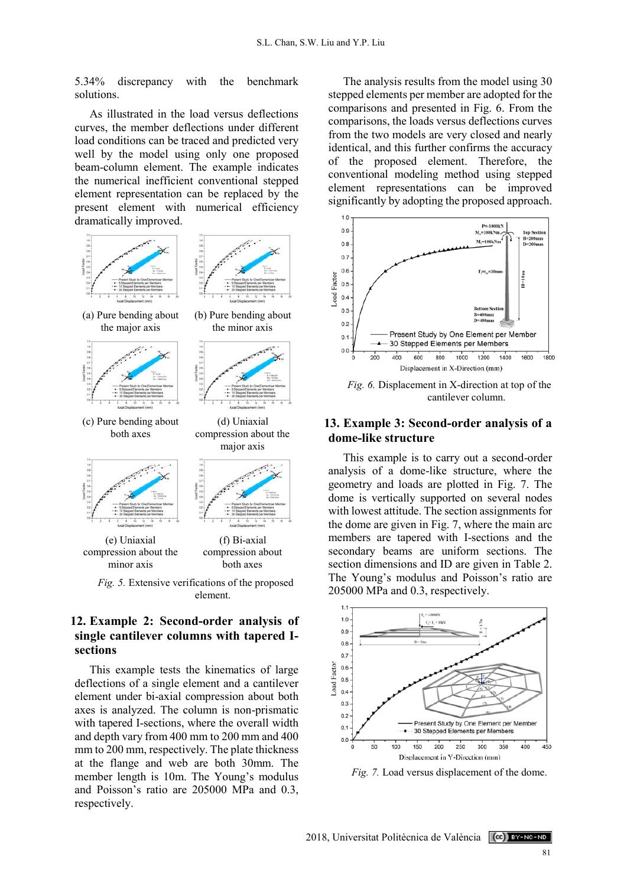5.34% discrepancy with the benchmark solutions.

As illustrated in the load versus deflections curves, the member deflections under different load conditions can be traced and predicted very well by the model using only one proposed beam-column element. The example indicates the numerical inefficient conventional stepped element representation can be replaced by the present element with numerical efficiency dramatically improved.

(a) Pure bending about the major axis

(b) Pure bending about the minor axis

(c) Pure bending about both axes

(d) Uniaxial compression about the major axis

(e) Uniaxial compression about the minor axis

(f) Bi-axial compression about both axes

*Fig. 5.* Extensive verifications of the proposed element.

## 12. Example 2: Second-order analysis of single cantilever columns with tapered I-sections

This example tests the kinematics of large deflections of a single element and a cantilever element under bi-axial compression about both axes is analyzed. The column is non-prismatic with tapered I-sections, where the overall width and depth vary from 400 mm to 200 mm and 400 mm to 200 mm, respectively. The plate thickness at the flange and web are both 30mm. The member length is 10m. The Young's modulus and Poisson's ratio are 205000 MPa and 0.3, respectively.

The analysis results from the model using 30 stepped elements per member are adopted for the comparisons and presented in Fig. 6. From the comparisons, the loads versus deflections curves from the two models are very closed and nearly identical, and this further confirms the accuracy of the proposed element. Therefore, the conventional modeling method using stepped element representations can be improved significantly by adopting the proposed approach.

*Fig. 6.* Displacement in X-direction at top of the cantilever column.

## 13. Example 3: Second-order analysis of a dome-like structure

This example is to carry out a second-order analysis of a dome-like structure, where the geometry and loads are plotted in Fig. 7. The dome is vertically supported on several nodes with lowest attitude. The section assignments for the dome are given in Fig. 7, where the main arc members are tapered with I-sections and the secondary beams are uniform sections. The section dimensions and ID are given in Table 2. The Young's modulus and Poisson's ratio are 205000 MPa and 0.3, respectively.

*Fig. 7.* Load versus displacement of the dome.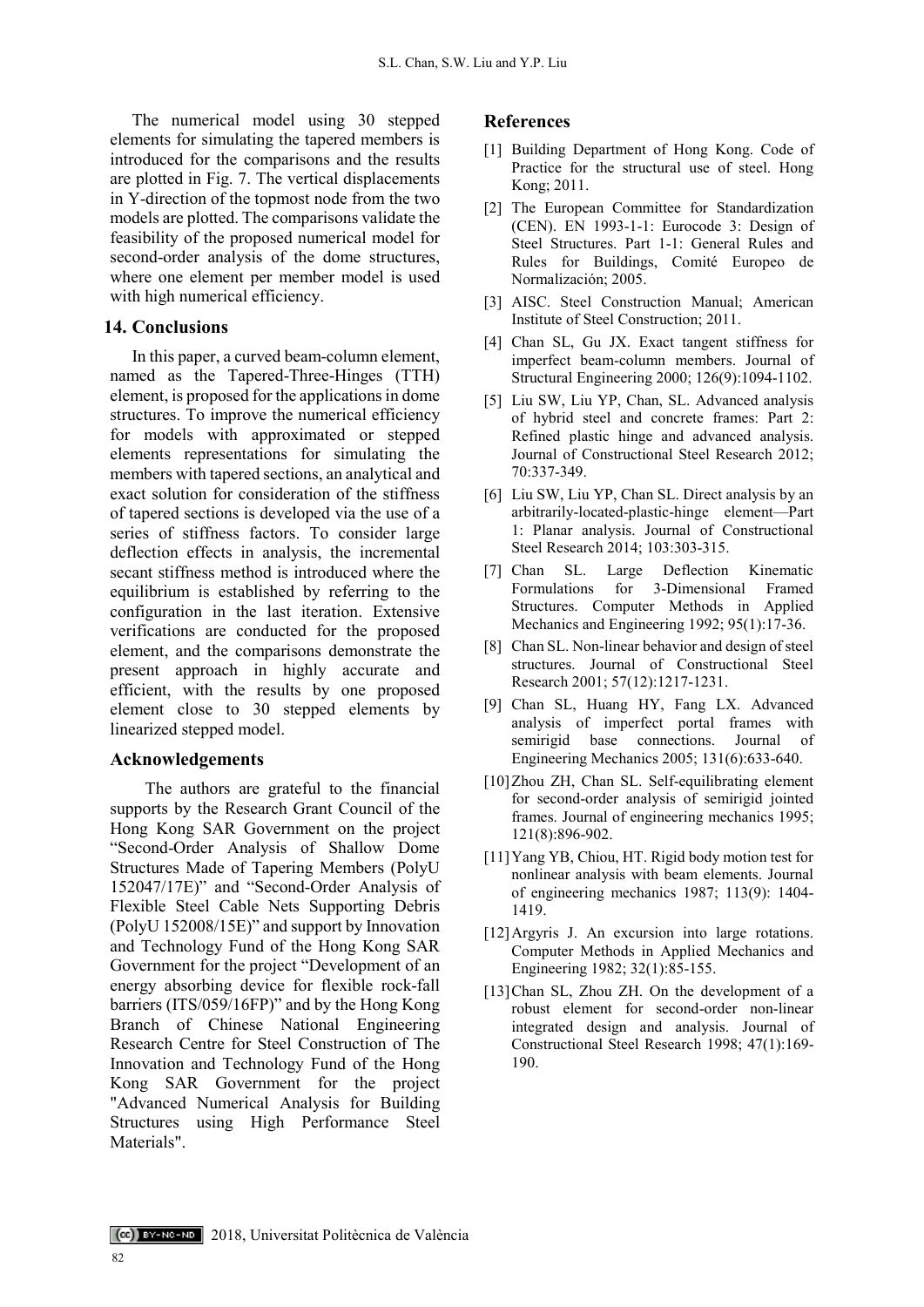The numerical model using 30 stepped elements for simulating the tapered members is introduced for the comparisons and the results are plotted in Fig. 7. The vertical displacements in Y-direction of the topmost node from the two models are plotted. The comparisons validate the feasibility of the proposed numerical model for second-order analysis of the dome structures, where one element per member model is used with high numerical efficiency.

## 14. Conclusions

In this paper, a curved beam-column element, named as the Tapered-Three-Hinges (TTH) element, is proposed for the applications in dome structures. To improve the numerical efficiency for models with approximated or stepped elements representations for simulating the members with tapered sections, an analytical and exact solution for consideration of the stiffness of tapered sections is developed via the use of a series of stiffness factors. To consider large deflection effects in analysis, the incremental secant stiffness method is introduced where the equilibrium is established by referring to the configuration in the last iteration. Extensive verifications are conducted for the proposed element, and the comparisons demonstrate the present approach in highly accurate and efficient, with the results by one proposed element close to 30 stepped elements by linearized stepped model.

## Acknowledgements

The authors are grateful to the financial supports by the Research Grant Council of the Hong Kong SAR Government on the project "Second-Order Analysis of Shallow Dome Structures Made of Tapering Members (PolyU 152047/17E)" and "Second-Order Analysis of Flexible Steel Cable Nets Supporting Debris (PolyU 152008/15E)" and support by Innovation and Technology Fund of the Hong Kong SAR Government for the project "Development of an energy absorbing device for flexible rock-fall barriers (ITS/059/16FP)" and by the Hong Kong Branch of Chinese National Engineering Research Centre for Steel Construction of The Innovation and Technology Fund of the Hong Kong SAR Government for the project "Advanced Numerical Analysis for Building Structures using High Performance Steel Materials".

## References

[1] Building Department of Hong Kong. Code of Practice for the structural use of steel. Hong Kong; 2011.

[2] The European Committee for Standardization (CEN). EN 1993-1-1: Eurocode 3: Design of Steel Structures. Part 1-1: General Rules and Rules for Buildings, Comité Europeo de Normalización; 2005.

[3] AISC. Steel Construction Manual; American Institute of Steel Construction; 2011.

[4] Chan SL, Gu JX. Exact tangent stiffness for imperfect beam-column members. Journal of Structural Engineering 2000; 126(9):1094-1102.

[5] Liu SW, Liu YP, Chan, SL. Advanced analysis of hybrid steel and concrete frames: Part 2: Refined plastic hinge and advanced analysis. Journal of Constructional Steel Research 2012; 70:337-349.

[6] Liu SW, Liu YP, Chan SL. Direct analysis by an arbitrarily-located-plastic-hinge element—Part 1: Planar analysis. Journal of Constructional Steel Research 2014; 103:303-315.

[7] Chan SL. Large Deflection Kinematic Formulations for 3-Dimensional Framed Structures. Computer Methods in Applied Mechanics and Engineering 1992; 95(1):17-36.

[8] Chan SL. Non-linear behavior and design of steel structures. Journal of Constructional Steel Research 2001; 57(12):1217-1231.

[9] Chan SL, Huang HY, Fang LX. Advanced analysis of imperfect portal frames with semirigid base connections. Journal of Engineering Mechanics 2005; 131(6):633-640.

[10] Zhou ZH, Chan SL. Self-equilibrating element for second-order analysis of semirigid jointed frames. Journal of engineering mechanics 1995; 121(8):896-902.

[11] Yang YB, Chiou, HT. Rigid body motion test for nonlinear analysis with beam elements. Journal of engineering mechanics 1987; 113(9): 1404-1419.

[12] Argyris J. An excursion into large rotations. Computer Methods in Applied Mechanics and Engineering 1982; 32(1):85-155.

[13] Chan SL, Zhou ZH. On the development of a robust element for second-order non-linear integrated design and analysis. Journal of Constructional Steel Research 1998; 47(1):169-190.